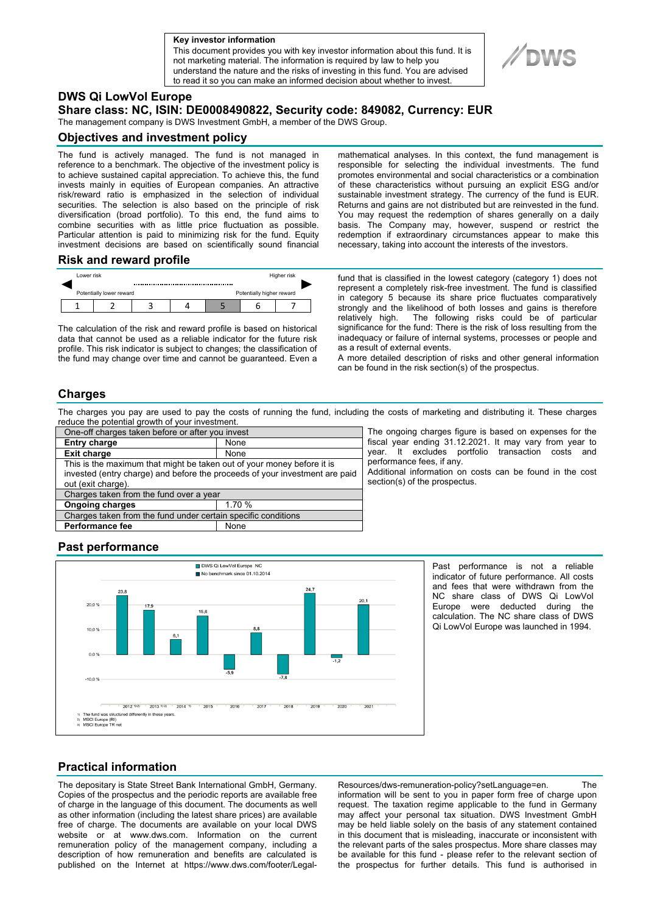**Key investor information**

This document provides you with key investor information about this fund. It is not marketing material. The information is required by law to help you understand the nature and the risks of investing in this fund. You are advised to read it so you can make an informed decision about whether to invest.

DWS

# DWS Qi LowVol Europe

## Share class: NC, ISIN: DE0008490822, Security code: 849082, Currency: EUR

The management company is DWS Investment GmbH, a member of the DWS Group.

## Objectives and investment policy

The fund is actively managed. The fund is not managed in reference to a benchmark. The objective of the investment policy is to achieve sustained capital appreciation. To achieve this, the fund invests mainly in equities of European companies. An attractive risk/reward ratio is emphasized in the selection of individual securities. The selection is also based on the principle of risk diversification (broad portfolio). To this end, the fund aims to combine securities with as little price fluctuation as possible. Particular attention is paid to minimizing risk for the fund. Equity investment decisions are based on scientifically sound financial mathematical analyses. In this context, the fund management is responsible for selecting the individual investments. The fund promotes environmental and social characteristics or a combination of these characteristics without pursuing an explicit ESG and/or sustainable investment strategy. The currency of the fund is EUR. Returns and gains are not distributed but are reinvested in the fund. You may request the redemption of shares generally on a daily basis. The Company may, however, suspend or restrict the redemption if extraordinary circumstances appear to make this necessary, taking into account the interests of the investors.

## Risk and reward profile

| Lower risk | | | | | | Higher risk |
|---|---|---|---|---|---|---|
| Potentially lower reward | | | | | | Potentially higher reward |
| 1 | 2 | 3 | 4 | **5** | 6 | 7 |

The calculation of the risk and reward profile is based on historical data that cannot be used as a reliable indicator for the future risk profile. This risk indicator is subject to changes; the classification of the fund may change over time and cannot be guaranteed. Even a fund that is classified in the lowest category (category 1) does not represent a completely risk-free investment. The fund is classified in category 5 because its share price fluctuates comparatively strongly and the likelihood of both losses and gains is therefore relatively high. The following risks could be of particular significance for the fund: There is the risk of loss resulting from the inadequacy or failure of internal systems, processes or people and as a result of external events.

A more detailed description of risks and other general information can be found in the risk section(s) of the prospectus.

## Charges

The charges you pay are used to pay the costs of running the fund, including the costs of marketing and distributing it. These charges reduce the potential growth of your investment.

| One-off charges taken before or after you invest | |
|---|---|
| **Entry charge** | None |
| **Exit charge** | None |
| This is the maximum that might be taken out of your money before it is invested (entry charge) and before the proceeds of your investment are paid out (exit charge). | |
| Charges taken from the fund over a year | |
| **Ongoing charges** | 1.70 % |
| Charges taken from the fund under certain specific conditions | |
| **Performance fee** | None |

The ongoing charges figure is based on expenses for the fiscal year ending 31.12.2021. It may vary from year to year. It excludes portfolio transaction costs and performance fees, if any.

Additional information on costs can be found in the cost section(s) of the prospectus.

## Past performance

| Year | DWS Qi LowVol Europe NC (%) |
|---|---|
| 2012 [1)2)] | 23.8 |
| 2013 [1)3)] | 17.9 |
| 2014 [1)] | 6.1 |
| 2015 | 15.6 |
| 2016 | -5.9 |
| 2017 | 8.8 |
| 2018 | -7.8 |
| 2019 | 24.7 |
| 2020 | -1.2 |
| 2021 | 20.1 |

No benchmark since 01.10.2014

1) The fund was structured differently in these years.
2) MSCI Europe (RI)
3) MSCI Europe TR net

Past performance is not a reliable indicator of future performance. All costs and fees that were withdrawn from the NC share class of DWS Qi LowVol Europe were deducted during the calculation. The NC share class of DWS Qi LowVol Europe was launched in 1994.

## Practical information

The depositary is State Street Bank International GmbH, Germany. Copies of the prospectus and the periodic reports are available free of charge in the language of this document. The documents as well as other information (including the latest share prices) are available free of charge. The documents are available on your local DWS website or at www.dws.com. Information on the current remuneration policy of the management company, including a description of how remuneration and benefits are calculated is published on the Internet at https://www.dws.com/footer/Legal-Resources/dws-remuneration-policy?setLanguage=en. The information will be sent to you in paper form free of charge upon request. The taxation regime applicable to the fund in Germany may affect your personal tax situation. DWS Investment GmbH may be held liable solely on the basis of any statement contained in this document that is misleading, inaccurate or inconsistent with the relevant parts of the sales prospectus. More share classes may be available for this fund - please refer to the relevant section of the prospectus for further details. This fund is authorised in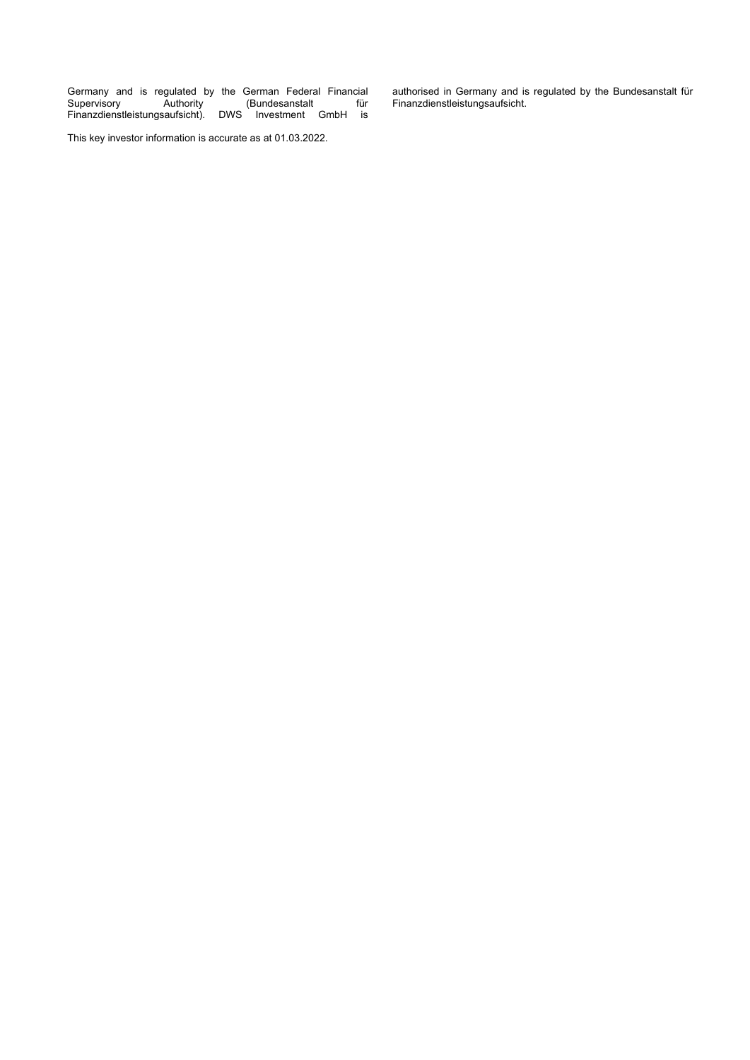Germany and is regulated by the German Federal Financial Supervisory Authority (Bundesanstalt für Finanzdienstleistungsaufsicht). DWS Investment GmbH is authorised in Germany and is regulated by the Bundesanstalt für Finanzdienstleistungsaufsicht.

This key investor information is accurate as at 01.03.2022.